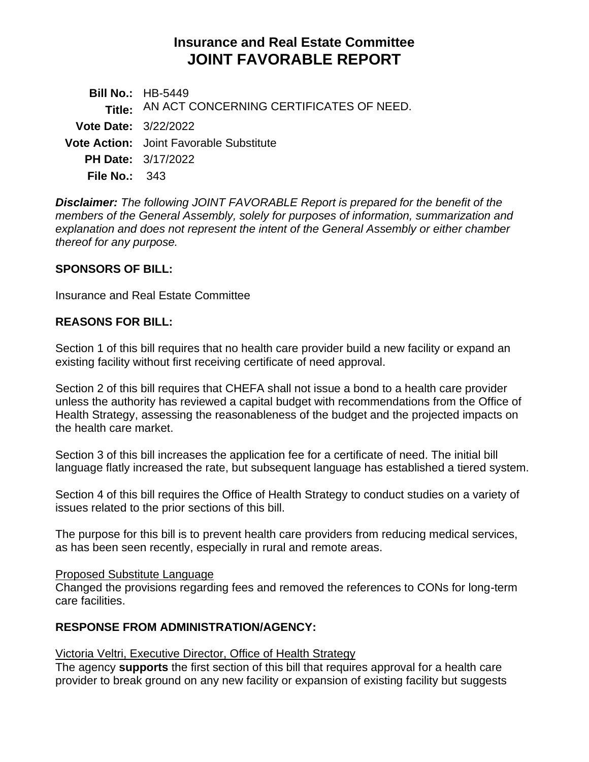# Insurance and Real Estate Committee
# JOINT FAVORABLE REPORT

**Bill No.:** HB-5449
**Title:** AN ACT CONCERNING CERTIFICATES OF NEED.
**Vote Date:** 3/22/2022
**Vote Action:** Joint Favorable Substitute
**PH Date:** 3/17/2022
**File No.:** 343

***Disclaimer:*** *The following JOINT FAVORABLE Report is prepared for the benefit of the members of the General Assembly, solely for purposes of information, summarization and explanation and does not represent the intent of the General Assembly or either chamber thereof for any purpose.*

## SPONSORS OF BILL:

Insurance and Real Estate Committee

## REASONS FOR BILL:

Section 1 of this bill requires that no health care provider build a new facility or expand an existing facility without first receiving certificate of need approval.

Section 2 of this bill requires that CHEFA shall not issue a bond to a health care provider unless the authority has reviewed a capital budget with recommendations from the Office of Health Strategy, assessing the reasonableness of the budget and the projected impacts on the health care market.

Section 3 of this bill increases the application fee for a certificate of need. The initial bill language flatly increased the rate, but subsequent language has established a tiered system.

Section 4 of this bill requires the Office of Health Strategy to conduct studies on a variety of issues related to the prior sections of this bill.

The purpose for this bill is to prevent health care providers from reducing medical services, as has been seen recently, especially in rural and remote areas.

<u>Proposed Substitute Language</u>
Changed the provisions regarding fees and removed the references to CONs for long-term care facilities.

## RESPONSE FROM ADMINISTRATION/AGENCY:

<u>Victoria Veltri, Executive Director, Office of Health Strategy</u>
The agency **supports** the first section of this bill that requires approval for a health care provider to break ground on any new facility or expansion of existing facility but suggests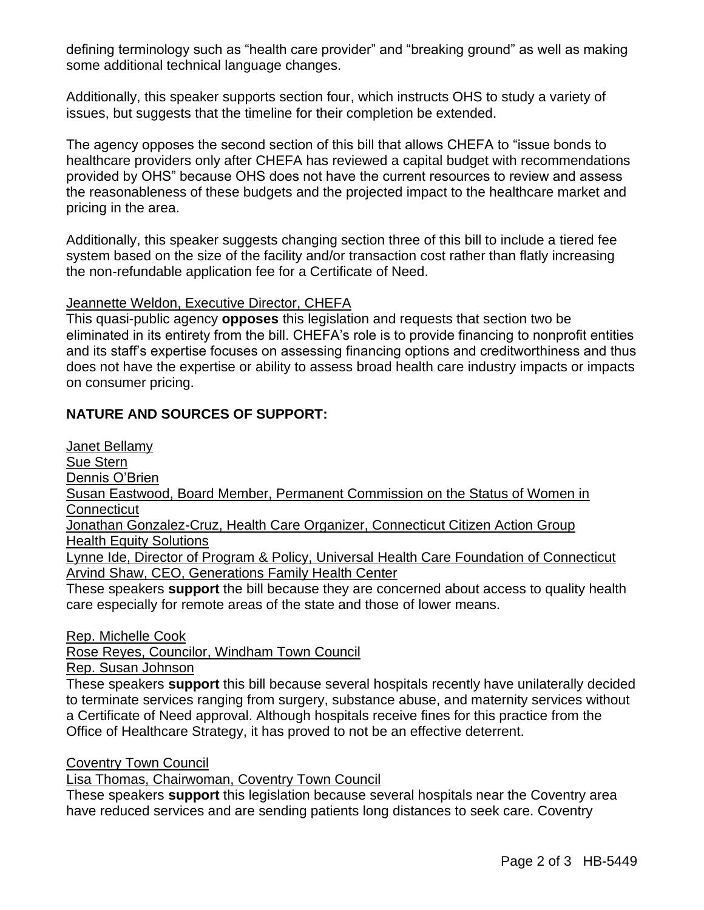defining terminology such as “health care provider” and “breaking ground” as well as making some additional technical language changes.

Additionally, this speaker supports section four, which instructs OHS to study a variety of issues, but suggests that the timeline for their completion be extended.

The agency opposes the second section of this bill that allows CHEFA to “issue bonds to healthcare providers only after CHEFA has reviewed a capital budget with recommendations provided by OHS” because OHS does not have the current resources to review and assess the reasonableness of these budgets and the projected impact to the healthcare market and pricing in the area.

Additionally, this speaker suggests changing section three of this bill to include a tiered fee system based on the size of the facility and/or transaction cost rather than flatly increasing the non-refundable application fee for a Certificate of Need.

Jeannette Weldon, Executive Director, CHEFA
This quasi-public agency **opposes** this legislation and requests that section two be eliminated in its entirety from the bill. CHEFA’s role is to provide financing to nonprofit entities and its staff’s expertise focuses on assessing financing options and creditworthiness and thus does not have the expertise or ability to assess broad health care industry impacts or impacts on consumer pricing.

**NATURE AND SOURCES OF SUPPORT:**

Janet Bellamy
Sue Stern
Dennis O’Brien
Susan Eastwood, Board Member, Permanent Commission on the Status of Women in Connecticut
Jonathan Gonzalez-Cruz, Health Care Organizer, Connecticut Citizen Action Group
Health Equity Solutions
Lynne Ide, Director of Program & Policy, Universal Health Care Foundation of Connecticut
Arvind Shaw, CEO, Generations Family Health Center
These speakers **support** the bill because they are concerned about access to quality health care especially for remote areas of the state and those of lower means.

Rep. Michelle Cook
Rose Reyes, Councilor, Windham Town Council
Rep. Susan Johnson
These speakers **support** this bill because several hospitals recently have unilaterally decided to terminate services ranging from surgery, substance abuse, and maternity services without a Certificate of Need approval. Although hospitals receive fines for this practice from the Office of Healthcare Strategy, it has proved to not be an effective deterrent.

Coventry Town Council
Lisa Thomas, Chairwoman, Coventry Town Council
These speakers **support** this legislation because several hospitals near the Coventry area have reduced services and are sending patients long distances to seek care. Coventry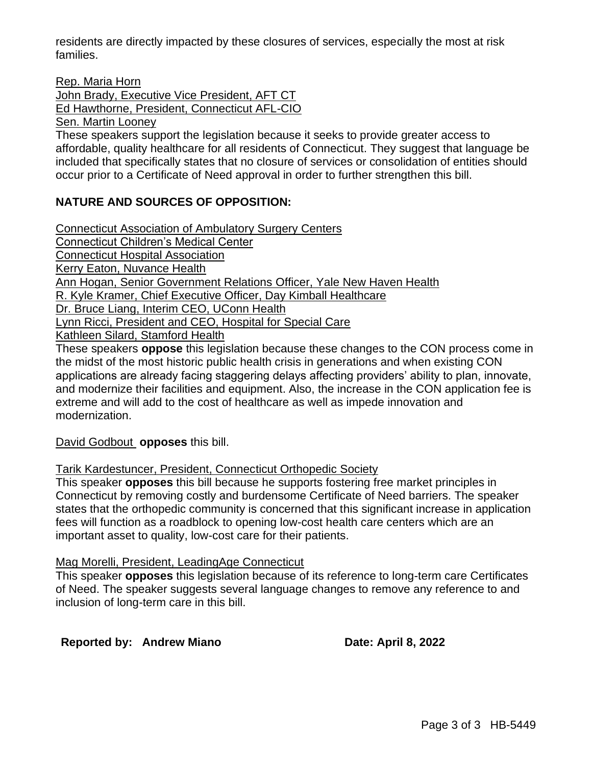residents are directly impacted by these closures of services, especially the most at risk families.

Rep. Maria Horn
John Brady, Executive Vice President, AFT CT
Ed Hawthorne, President, Connecticut AFL-CIO
Sen. Martin Looney
These speakers support the legislation because it seeks to provide greater access to affordable, quality healthcare for all residents of Connecticut. They suggest that language be included that specifically states that no closure of services or consolidation of entities should occur prior to a Certificate of Need approval in order to further strengthen this bill.

## NATURE AND SOURCES OF OPPOSITION:

Connecticut Association of Ambulatory Surgery Centers
Connecticut Children's Medical Center
Connecticut Hospital Association
Kerry Eaton, Nuvance Health
Ann Hogan, Senior Government Relations Officer, Yale New Haven Health
R. Kyle Kramer, Chief Executive Officer, Day Kimball Healthcare
Dr. Bruce Liang, Interim CEO, UConn Health
Lynn Ricci, President and CEO, Hospital for Special Care
Kathleen Silard, Stamford Health
These speakers **oppose** this legislation because these changes to the CON process come in the midst of the most historic public health crisis in generations and when existing CON applications are already facing staggering delays affecting providers' ability to plan, innovate, and modernize their facilities and equipment. Also, the increase in the CON application fee is extreme and will add to the cost of healthcare as well as impede innovation and modernization.

David Godbout **opposes** this bill.

Tarik Kardestuncer, President, Connecticut Orthopedic Society
This speaker **opposes** this bill because he supports fostering free market principles in Connecticut by removing costly and burdensome Certificate of Need barriers. The speaker states that the orthopedic community is concerned that this significant increase in application fees will function as a roadblock to opening low-cost health care centers which are an important asset to quality, low-cost care for their patients.

Mag Morelli, President, LeadingAge Connecticut
This speaker **opposes** this legislation because of its reference to long-term care Certificates of Need. The speaker suggests several language changes to remove any reference to and inclusion of long-term care in this bill.

**Reported by: Andrew Miano** **Date: April 8, 2022**